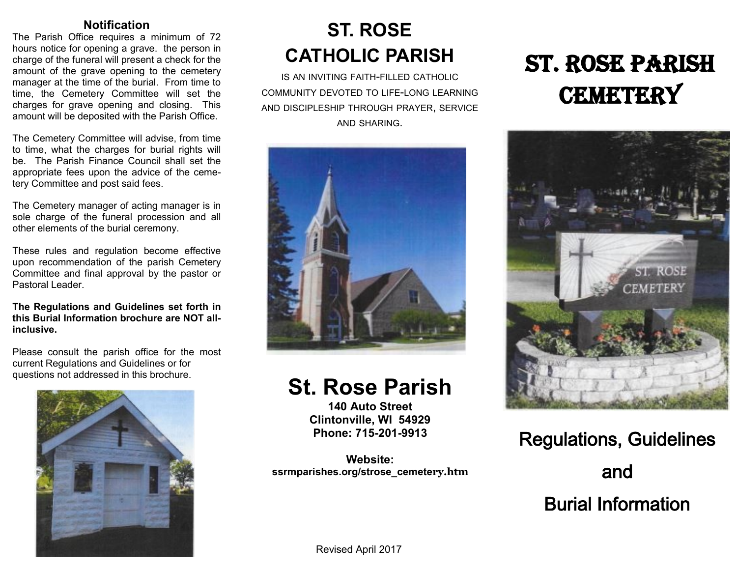## Notification

The Parish Office requires a minimum of 72 hours notice for opening a grave. the person in charge of the funeral will present a check for the amount of the grave opening to the cemetery manager at the time of the burial. From time to time, the Cemetery Committee will set the charges for grave opening and closing. This amount will be deposited with the Parish Office.

The Cemetery Committee will advise, from time to time, what the charges for burial rights will be. The Parish Finance Council shall set the appropriate fees upon the advice of the cemetery Committee and post said fees.

The Cemetery manager of acting manager is in sole charge of the funeral procession and all other elements of the burial ceremony.

These rules and regulation become effective upon recommendation of the parish Cemetery Committee and final approval by the pastor or Pastoral Leader.

**The Regulations and Guidelines set forth in this Burial Information brochure are NOT all-inclusive.**

Please consult the parish office for the most current Regulations and Guidelines or for questions not addressed in this brochure.

# ST. ROSE CATHOLIC PARISH

IS AN INVITING FAITH-FILLED CATHOLIC COMMUNITY DEVOTED TO LIFE-LONG LEARNING AND DISCIPLESHIP THROUGH PRAYER, SERVICE AND SHARING.

## St. Rose Parish

**140 Auto Street**
**Clintonville, WI 54929**
**Phone: 715-201-9913**

**Website:**
**ssrmparishes.org/strose_cemetery.htm**

Revised April 2017

# St. Rose Parish Cemetery

## Regulations, Guidelines and Burial Information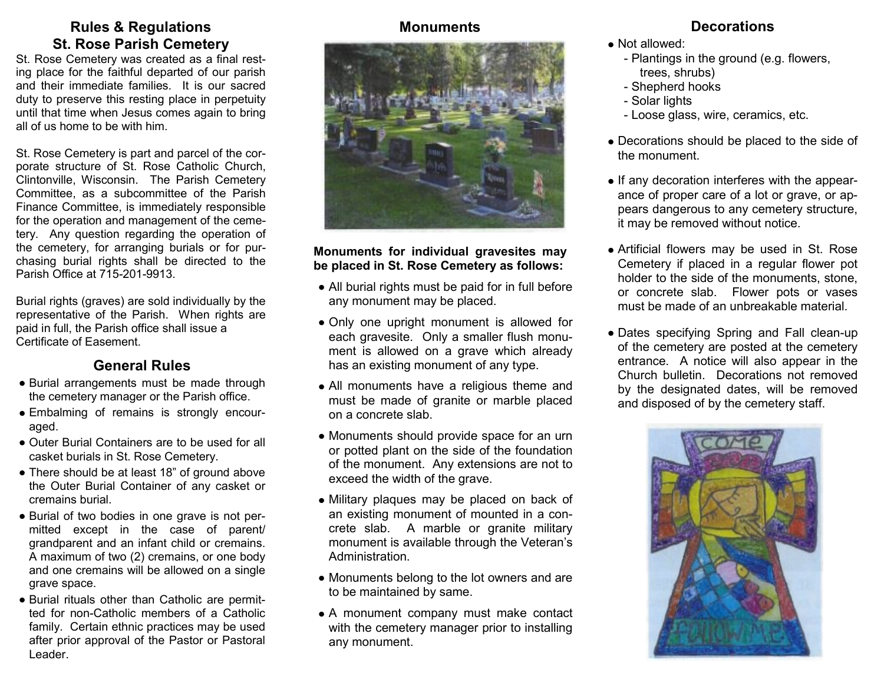## Rules & Regulations
## St. Rose Parish Cemetery

St. Rose Cemetery was created as a final resting place for the faithful departed of our parish and their immediate families. It is our sacred duty to preserve this resting place in perpetuity until that time when Jesus comes again to bring all of us home to be with him.

St. Rose Cemetery is part and parcel of the corporate structure of St. Rose Catholic Church, Clintonville, Wisconsin. The Parish Cemetery Committee, as a subcommittee of the Parish Finance Committee, is immediately responsible for the operation and management of the cemetery. Any question regarding the operation of the cemetery, for arranging burials or for purchasing burial rights shall be directed to the Parish Office at 715-201-9913.

Burial rights (graves) are sold individually by the representative of the Parish. When rights are paid in full, the Parish office shall issue a Certificate of Easement.

## General Rules

- Burial arrangements must be made through the cemetery manager or the Parish office.
- Embalming of remains is strongly encouraged.
- Outer Burial Containers are to be used for all casket burials in St. Rose Cemetery.
- There should be at least 18" of ground above the Outer Burial Container of any casket or cremains burial.
- Burial of two bodies in one grave is not permitted except in the case of parent/ grandparent and an infant child or cremains. A maximum of two (2) cremains, or one body and one cremains will be allowed on a single grave space.
- Burial rituals other than Catholic are permitted for non-Catholic members of a Catholic family. Certain ethnic practices may be used after prior approval of the Pastor or Pastoral Leader.

## Monuments

**Monuments for individual gravesites may be placed in St. Rose Cemetery as follows:**

- All burial rights must be paid for in full before any monument may be placed.
- Only one upright monument is allowed for each gravesite. Only a smaller flush monument is allowed on a grave which already has an existing monument of any type.
- All monuments have a religious theme and must be made of granite or marble placed on a concrete slab.
- Monuments should provide space for an urn or potted plant on the side of the foundation of the monument. Any extensions are not to exceed the width of the grave.
- Military plaques may be placed on back of an existing monument of mounted in a concrete slab. A marble or granite military monument is available through the Veteran's Administration.
- Monuments belong to the lot owners and are to be maintained by same.
- A monument company must make contact with the cemetery manager prior to installing any monument.

## Decorations

- Not allowed:
  - Plantings in the ground (e.g. flowers, trees, shrubs)
  - Shepherd hooks
  - Solar lights
  - Loose glass, wire, ceramics, etc.
- Decorations should be placed to the side of the monument.
- If any decoration interferes with the appearance of proper care of a lot or grave, or appears dangerous to any cemetery structure, it may be removed without notice.
- Artificial flowers may be used in St. Rose Cemetery if placed in a regular flower pot holder to the side of the monuments, stone, or concrete slab. Flower pots or vases must be made of an unbreakable material.
- Dates specifying Spring and Fall clean-up of the cemetery are posted at the cemetery entrance. A notice will also appear in the Church bulletin. Decorations not removed by the designated dates, will be removed and disposed of by the cemetery staff.